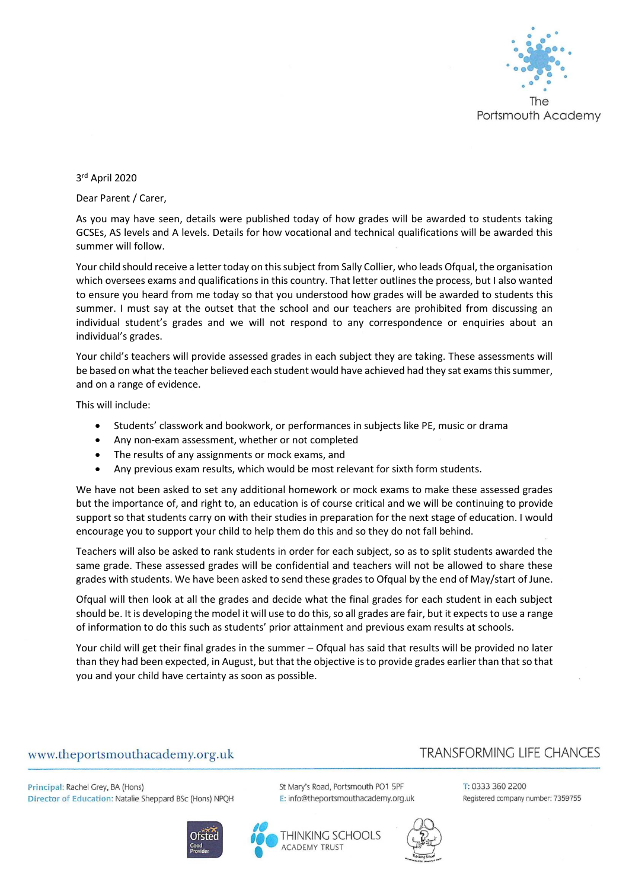The Portsmouth Academy

3rd April 2020

Dear Parent / Carer,

As you may have seen, details were published today of how grades will be awarded to students taking GCSEs, AS levels and A levels. Details for how vocational and technical qualifications will be awarded this summer will follow.

Your child should receive a letter today on this subject from Sally Collier, who leads Ofqual, the organisation which oversees exams and qualifications in this country. That letter outlines the process, but I also wanted to ensure you heard from me today so that you understood how grades will be awarded to students this summer. I must say at the outset that the school and our teachers are prohibited from discussing an individual student's grades and we will not respond to any correspondence or enquiries about an individual's grades.

Your child's teachers will provide assessed grades in each subject they are taking. These assessments will be based on what the teacher believed each student would have achieved had they sat exams this summer, and on a range of evidence.

This will include:

- Students' classwork and bookwork, or performances in subjects like PE, music or drama
- Any non-exam assessment, whether or not completed
- The results of any assignments or mock exams, and
- Any previous exam results, which would be most relevant for sixth form students.

We have not been asked to set any additional homework or mock exams to make these assessed grades but the importance of, and right to, an education is of course critical and we will be continuing to provide support so that students carry on with their studies in preparation for the next stage of education. I would encourage you to support your child to help them do this and so they do not fall behind.

Teachers will also be asked to rank students in order for each subject, so as to split students awarded the same grade. These assessed grades will be confidential and teachers will not be allowed to share these grades with students. We have been asked to send these grades to Ofqual by the end of May/start of June.

Ofqual will then look at all the grades and decide what the final grades for each student in each subject should be. It is developing the model it will use to do this, so all grades are fair, but it expects to use a range of information to do this such as students' prior attainment and previous exam results at schools.

Your child will get their final grades in the summer – Ofqual has said that results will be provided no later than they had been expected, in August, but that the objective is to provide grades earlier than that so that you and your child have certainty as soon as possible.

www.theportsmouthacademy.org.uk TRANSFORMING LIFE CHANCES

Principal: Rachel Grey, BA (Hons)
Director of Education: Natalie Sheppard BSc (Hons) NPQH

St Mary's Road, Portsmouth PO1 5PF
E: info@theportsmouthacademy.org.uk

T: 0333 360 2200
Registered company number: 7359755

Ofsted Good Provider · THINKING SCHOOLS ACADEMY TRUST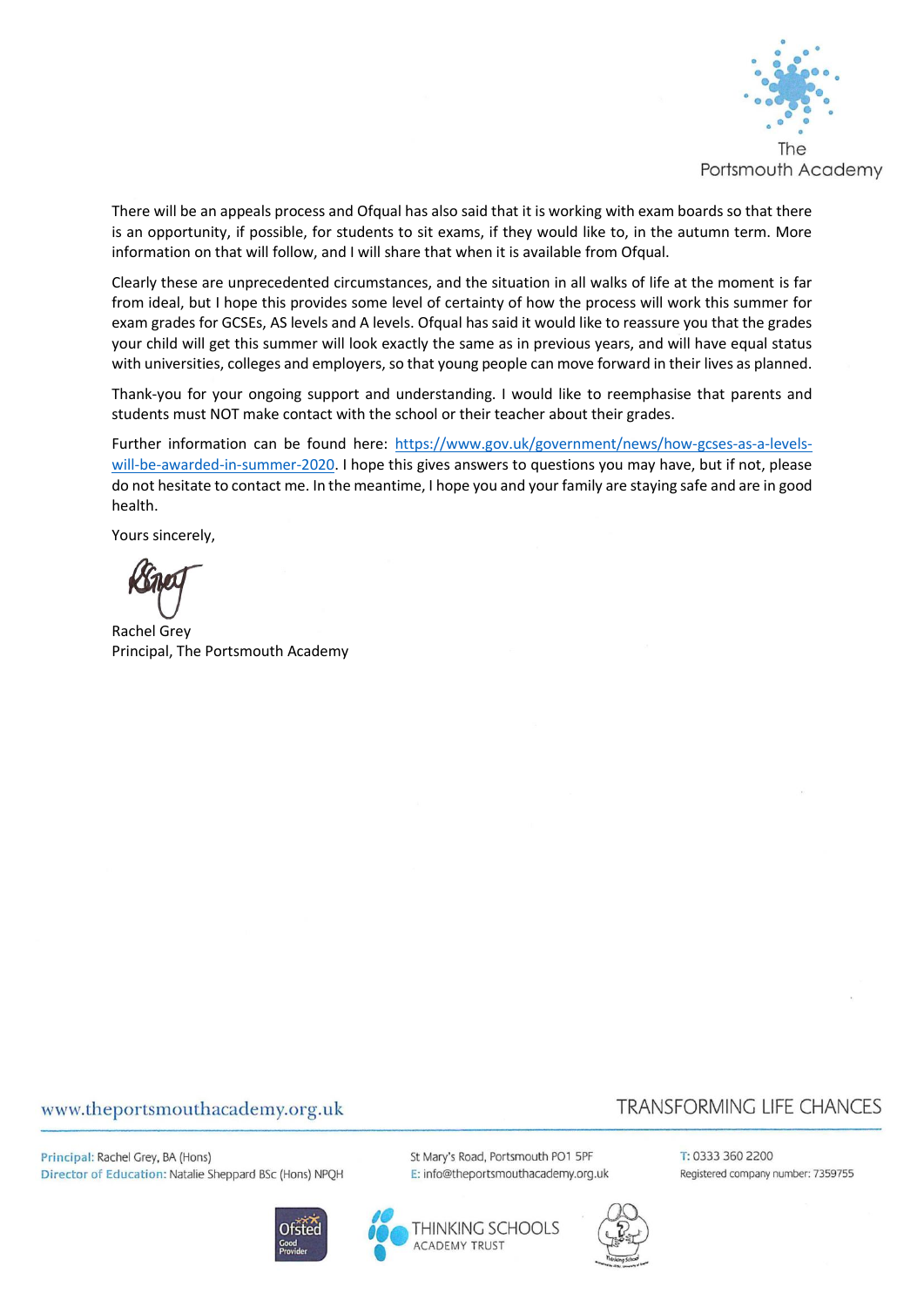There will be an appeals process and Ofqual has also said that it is working with exam boards so that there is an opportunity, if possible, for students to sit exams, if they would like to, in the autumn term. More information on that will follow, and I will share that when it is available from Ofqual.

Clearly these are unprecedented circumstances, and the situation in all walks of life at the moment is far from ideal, but I hope this provides some level of certainty of how the process will work this summer for exam grades for GCSEs, AS levels and A levels. Ofqual has said it would like to reassure you that the grades your child will get this summer will look exactly the same as in previous years, and will have equal status with universities, colleges and employers, so that young people can move forward in their lives as planned.

Thank-you for your ongoing support and understanding. I would like to reemphasise that parents and students must NOT make contact with the school or their teacher about their grades.

Further information can be found here: [https://www.gov.uk/government/news/how-gcses-as-a-levels-will-be-awarded-in-summer-2020](https://www.gov.uk/government/news/how-gcses-as-a-levels-will-be-awarded-in-summer-2020). I hope this gives answers to questions you may have, but if not, please do not hesitate to contact me. In the meantime, I hope you and your family are staying safe and are in good health.

Yours sincerely,

Rachel Grey
Principal, The Portsmouth Academy

www.theportsmouthacademy.org.uk

TRANSFORMING LIFE CHANCES

Principal: Rachel Grey, BA (Hons)
Director of Education: Natalie Sheppard BSc (Hons) NPQH

St Mary's Road, Portsmouth PO1 5PF
E: info@theportsmouthacademy.org.uk

T: 0333 360 2200
Registered company number: 7359755